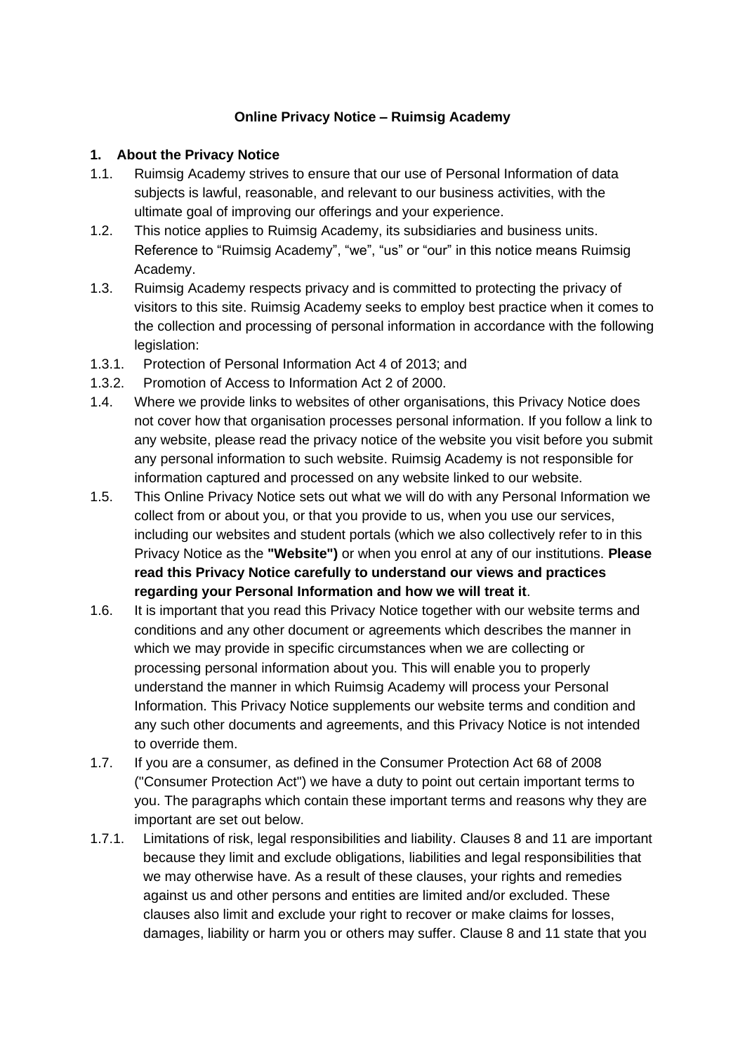**Online Privacy Notice – Ruimsig Academy**

## 1. About the Privacy Notice

1.1. Ruimsig Academy strives to ensure that our use of Personal Information of data subjects is lawful, reasonable, and relevant to our business activities, with the ultimate goal of improving our offerings and your experience.

1.2. This notice applies to Ruimsig Academy, its subsidiaries and business units. Reference to "Ruimsig Academy", "we", "us" or "our" in this notice means Ruimsig Academy.

1.3. Ruimsig Academy respects privacy and is committed to protecting the privacy of visitors to this site. Ruimsig Academy seeks to employ best practice when it comes to the collection and processing of personal information in accordance with the following legislation:

1.3.1. Protection of Personal Information Act 4 of 2013; and

1.3.2. Promotion of Access to Information Act 2 of 2000.

1.4. Where we provide links to websites of other organisations, this Privacy Notice does not cover how that organisation processes personal information. If you follow a link to any website, please read the privacy notice of the website you visit before you submit any personal information to such website. Ruimsig Academy is not responsible for information captured and processed on any website linked to our website.

1.5. This Online Privacy Notice sets out what we will do with any Personal Information we collect from or about you, or that you provide to us, when you use our services, including our websites and student portals (which we also collectively refer to in this Privacy Notice as the **"Website")** or when you enrol at any of our institutions. **Please read this Privacy Notice carefully to understand our views and practices regarding your Personal Information and how we will treat it**.

1.6. It is important that you read this Privacy Notice together with our website terms and conditions and any other document or agreements which describes the manner in which we may provide in specific circumstances when we are collecting or processing personal information about you. This will enable you to properly understand the manner in which Ruimsig Academy will process your Personal Information. This Privacy Notice supplements our website terms and condition and any such other documents and agreements, and this Privacy Notice is not intended to override them.

1.7. If you are a consumer, as defined in the Consumer Protection Act 68 of 2008 ("Consumer Protection Act") we have a duty to point out certain important terms to you. The paragraphs which contain these important terms and reasons why they are important are set out below.

1.7.1. Limitations of risk, legal responsibilities and liability. Clauses 8 and 11 are important because they limit and exclude obligations, liabilities and legal responsibilities that we may otherwise have. As a result of these clauses, your rights and remedies against us and other persons and entities are limited and/or excluded. These clauses also limit and exclude your right to recover or make claims for losses, damages, liability or harm you or others may suffer. Clause 8 and 11 state that you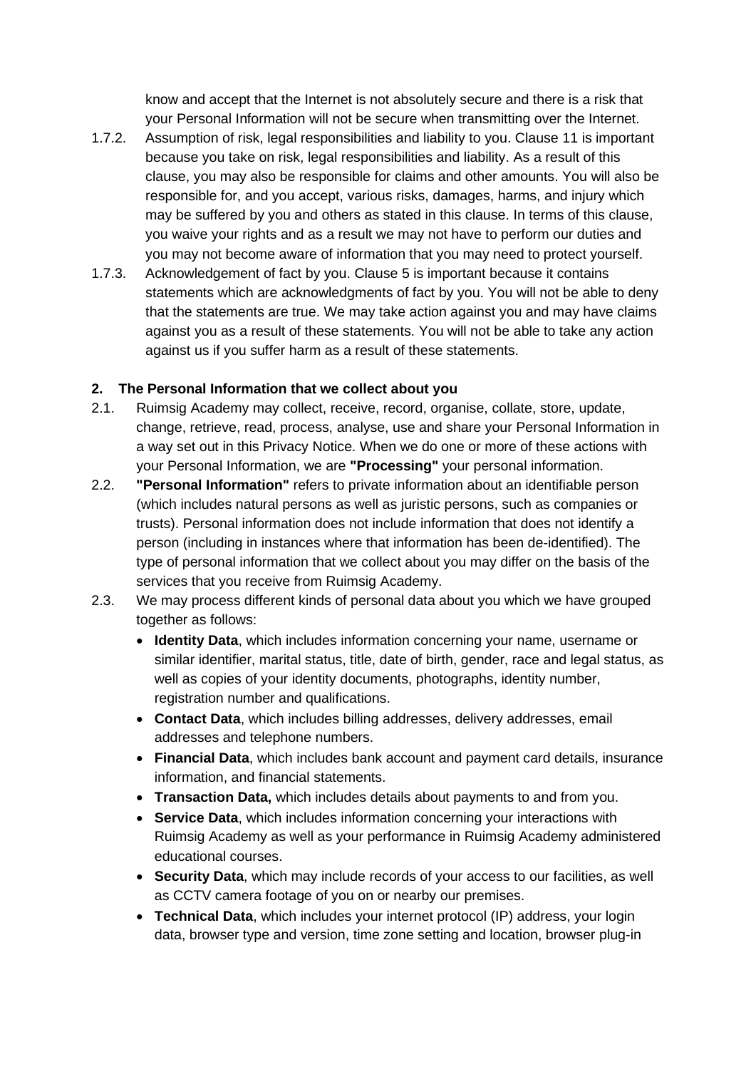know and accept that the Internet is not absolutely secure and there is a risk that your Personal Information will not be secure when transmitting over the Internet.

1.7.2. Assumption of risk, legal responsibilities and liability to you. Clause 11 is important because you take on risk, legal responsibilities and liability. As a result of this clause, you may also be responsible for claims and other amounts. You will also be responsible for, and you accept, various risks, damages, harms, and injury which may be suffered by you and others as stated in this clause. In terms of this clause, you waive your rights and as a result we may not have to perform our duties and you may not become aware of information that you may need to protect yourself.

1.7.3. Acknowledgement of fact by you. Clause 5 is important because it contains statements which are acknowledgments of fact by you. You will not be able to deny that the statements are true. We may take action against you and may have claims against you as a result of these statements. You will not be able to take any action against us if you suffer harm as a result of these statements.

## 2. The Personal Information that we collect about you

2.1. Ruimsig Academy may collect, receive, record, organise, collate, store, update, change, retrieve, read, process, analyse, use and share your Personal Information in a way set out in this Privacy Notice. When we do one or more of these actions with your Personal Information, we are **"Processing"** your personal information.

2.2. **"Personal Information"** refers to private information about an identifiable person (which includes natural persons as well as juristic persons, such as companies or trusts). Personal information does not include information that does not identify a person (including in instances where that information has been de-identified). The type of personal information that we collect about you may differ on the basis of the services that you receive from Ruimsig Academy.

2.3. We may process different kinds of personal data about you which we have grouped together as follows:

- **Identity Data**, which includes information concerning your name, username or similar identifier, marital status, title, date of birth, gender, race and legal status, as well as copies of your identity documents, photographs, identity number, registration number and qualifications.
- **Contact Data**, which includes billing addresses, delivery addresses, email addresses and telephone numbers.
- **Financial Data**, which includes bank account and payment card details, insurance information, and financial statements.
- **Transaction Data,** which includes details about payments to and from you.
- **Service Data**, which includes information concerning your interactions with Ruimsig Academy as well as your performance in Ruimsig Academy administered educational courses.
- **Security Data**, which may include records of your access to our facilities, as well as CCTV camera footage of you on or nearby our premises.
- **Technical Data**, which includes your internet protocol (IP) address, your login data, browser type and version, time zone setting and location, browser plug-in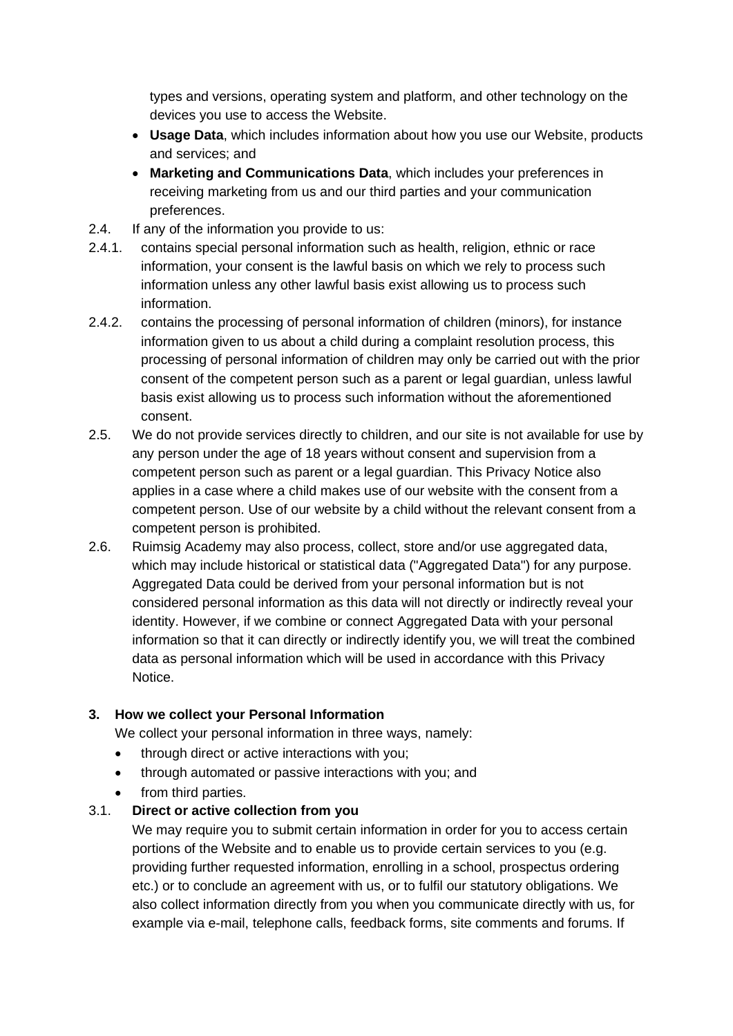types and versions, operating system and platform, and other technology on the devices you use to access the Website.

- **Usage Data**, which includes information about how you use our Website, products and services; and
- **Marketing and Communications Data**, which includes your preferences in receiving marketing from us and our third parties and your communication preferences.

2.4. If any of the information you provide to us:

2.4.1. contains special personal information such as health, religion, ethnic or race information, your consent is the lawful basis on which we rely to process such information unless any other lawful basis exist allowing us to process such information.

2.4.2. contains the processing of personal information of children (minors), for instance information given to us about a child during a complaint resolution process, this processing of personal information of children may only be carried out with the prior consent of the competent person such as a parent or legal guardian, unless lawful basis exist allowing us to process such information without the aforementioned consent.

2.5. We do not provide services directly to children, and our site is not available for use by any person under the age of 18 years without consent and supervision from a competent person such as parent or a legal guardian. This Privacy Notice also applies in a case where a child makes use of our website with the consent from a competent person. Use of our website by a child without the relevant consent from a competent person is prohibited.

2.6. Ruimsig Academy may also process, collect, store and/or use aggregated data, which may include historical or statistical data ("Aggregated Data") for any purpose. Aggregated Data could be derived from your personal information but is not considered personal information as this data will not directly or indirectly reveal your identity. However, if we combine or connect Aggregated Data with your personal information so that it can directly or indirectly identify you, we will treat the combined data as personal information which will be used in accordance with this Privacy Notice.

## 3. How we collect your Personal Information

We collect your personal information in three ways, namely:

- through direct or active interactions with you;
- through automated or passive interactions with you; and
- from third parties.

### 3.1. Direct or active collection from you

We may require you to submit certain information in order for you to access certain portions of the Website and to enable us to provide certain services to you (e.g. providing further requested information, enrolling in a school, prospectus ordering etc.) or to conclude an agreement with us, or to fulfil our statutory obligations. We also collect information directly from you when you communicate directly with us, for example via e-mail, telephone calls, feedback forms, site comments and forums. If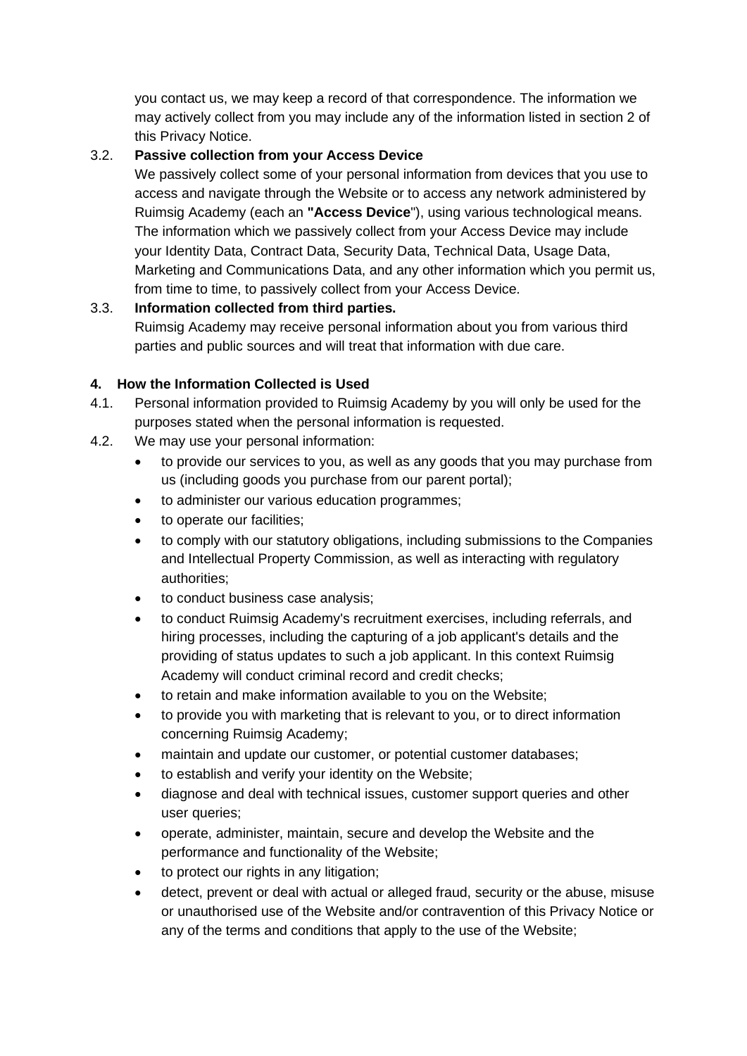you contact us, we may keep a record of that correspondence. The information we may actively collect from you may include any of the information listed in section 2 of this Privacy Notice.

3.2. **Passive collection from your Access Device**

We passively collect some of your personal information from devices that you use to access and navigate through the Website or to access any network administered by Ruimsig Academy (each an **"Access Device**"), using various technological means. The information which we passively collect from your Access Device may include your Identity Data, Contract Data, Security Data, Technical Data, Usage Data, Marketing and Communications Data, and any other information which you permit us, from time to time, to passively collect from your Access Device.

3.3. **Information collected from third parties.**

Ruimsig Academy may receive personal information about you from various third parties and public sources and will treat that information with due care.

**4. How the Information Collected is Used**

4.1. Personal information provided to Ruimsig Academy by you will only be used for the purposes stated when the personal information is requested.

4.2. We may use your personal information:

- to provide our services to you, as well as any goods that you may purchase from us (including goods you purchase from our parent portal);
- to administer our various education programmes;
- to operate our facilities;
- to comply with our statutory obligations, including submissions to the Companies and Intellectual Property Commission, as well as interacting with regulatory authorities;
- to conduct business case analysis;
- to conduct Ruimsig Academy's recruitment exercises, including referrals, and hiring processes, including the capturing of a job applicant's details and the providing of status updates to such a job applicant. In this context Ruimsig Academy will conduct criminal record and credit checks;
- to retain and make information available to you on the Website;
- to provide you with marketing that is relevant to you, or to direct information concerning Ruimsig Academy;
- maintain and update our customer, or potential customer databases;
- to establish and verify your identity on the Website;
- diagnose and deal with technical issues, customer support queries and other user queries;
- operate, administer, maintain, secure and develop the Website and the performance and functionality of the Website;
- to protect our rights in any litigation;
- detect, prevent or deal with actual or alleged fraud, security or the abuse, misuse or unauthorised use of the Website and/or contravention of this Privacy Notice or any of the terms and conditions that apply to the use of the Website;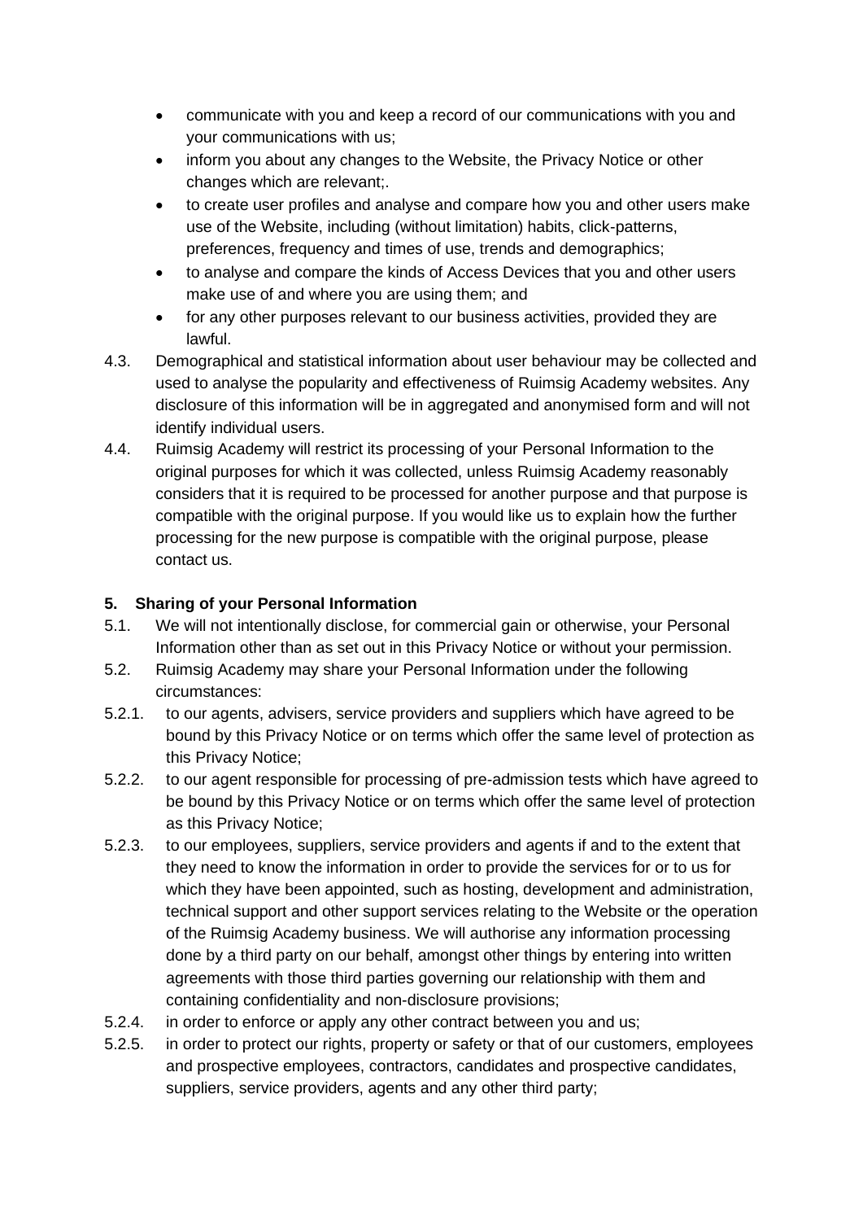- communicate with you and keep a record of our communications with you and your communications with us;
- inform you about any changes to the Website, the Privacy Notice or other changes which are relevant;.
- to create user profiles and analyse and compare how you and other users make use of the Website, including (without limitation) habits, click-patterns, preferences, frequency and times of use, trends and demographics;
- to analyse and compare the kinds of Access Devices that you and other users make use of and where you are using them; and
- for any other purposes relevant to our business activities, provided they are lawful.

4.3. Demographical and statistical information about user behaviour may be collected and used to analyse the popularity and effectiveness of Ruimsig Academy websites. Any disclosure of this information will be in aggregated and anonymised form and will not identify individual users.

4.4. Ruimsig Academy will restrict its processing of your Personal Information to the original purposes for which it was collected, unless Ruimsig Academy reasonably considers that it is required to be processed for another purpose and that purpose is compatible with the original purpose. If you would like us to explain how the further processing for the new purpose is compatible with the original purpose, please contact us.

**5. Sharing of your Personal Information**

5.1. We will not intentionally disclose, for commercial gain or otherwise, your Personal Information other than as set out in this Privacy Notice or without your permission.

5.2. Ruimsig Academy may share your Personal Information under the following circumstances:

5.2.1. to our agents, advisers, service providers and suppliers which have agreed to be bound by this Privacy Notice or on terms which offer the same level of protection as this Privacy Notice;

5.2.2. to our agent responsible for processing of pre-admission tests which have agreed to be bound by this Privacy Notice or on terms which offer the same level of protection as this Privacy Notice;

5.2.3. to our employees, suppliers, service providers and agents if and to the extent that they need to know the information in order to provide the services for or to us for which they have been appointed, such as hosting, development and administration, technical support and other support services relating to the Website or the operation of the Ruimsig Academy business. We will authorise any information processing done by a third party on our behalf, amongst other things by entering into written agreements with those third parties governing our relationship with them and containing confidentiality and non-disclosure provisions;

5.2.4. in order to enforce or apply any other contract between you and us;

5.2.5. in order to protect our rights, property or safety or that of our customers, employees and prospective employees, contractors, candidates and prospective candidates, suppliers, service providers, agents and any other third party;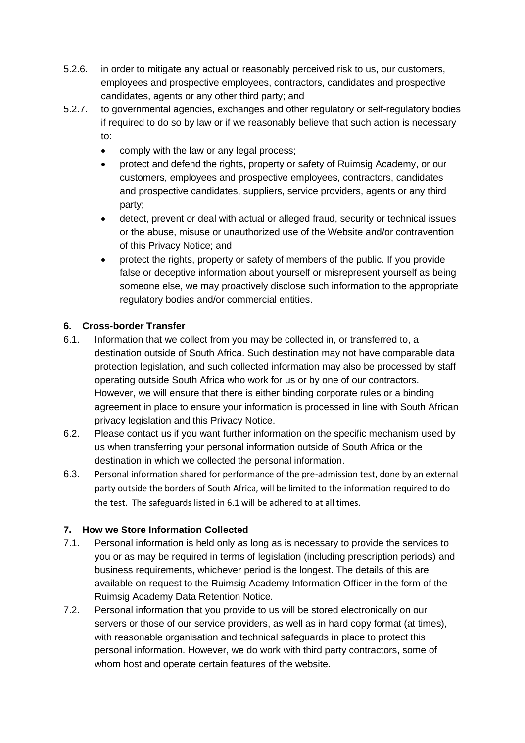5.2.6. in order to mitigate any actual or reasonably perceived risk to us, our customers, employees and prospective employees, contractors, candidates and prospective candidates, agents or any other third party; and

5.2.7. to governmental agencies, exchanges and other regulatory or self-regulatory bodies if required to do so by law or if we reasonably believe that such action is necessary to:

- comply with the law or any legal process;
- protect and defend the rights, property or safety of Ruimsig Academy, or our customers, employees and prospective employees, contractors, candidates and prospective candidates, suppliers, service providers, agents or any third party;
- detect, prevent or deal with actual or alleged fraud, security or technical issues or the abuse, misuse or unauthorized use of the Website and/or contravention of this Privacy Notice; and
- protect the rights, property or safety of members of the public. If you provide false or deceptive information about yourself or misrepresent yourself as being someone else, we may proactively disclose such information to the appropriate regulatory bodies and/or commercial entities.

## 6. Cross-border Transfer

6.1. Information that we collect from you may be collected in, or transferred to, a destination outside of South Africa. Such destination may not have comparable data protection legislation, and such collected information may also be processed by staff operating outside South Africa who work for us or by one of our contractors. However, we will ensure that there is either binding corporate rules or a binding agreement in place to ensure your information is processed in line with South African privacy legislation and this Privacy Notice.

6.2. Please contact us if you want further information on the specific mechanism used by us when transferring your personal information outside of South Africa or the destination in which we collected the personal information.

6.3. Personal information shared for performance of the pre-admission test, done by an external party outside the borders of South Africa, will be limited to the information required to do the test. The safeguards listed in 6.1 will be adhered to at all times.

## 7. How we Store Information Collected

7.1. Personal information is held only as long as is necessary to provide the services to you or as may be required in terms of legislation (including prescription periods) and business requirements, whichever period is the longest. The details of this are available on request to the Ruimsig Academy Information Officer in the form of the Ruimsig Academy Data Retention Notice.

7.2. Personal information that you provide to us will be stored electronically on our servers or those of our service providers, as well as in hard copy format (at times), with reasonable organisation and technical safeguards in place to protect this personal information. However, we do work with third party contractors, some of whom host and operate certain features of the website.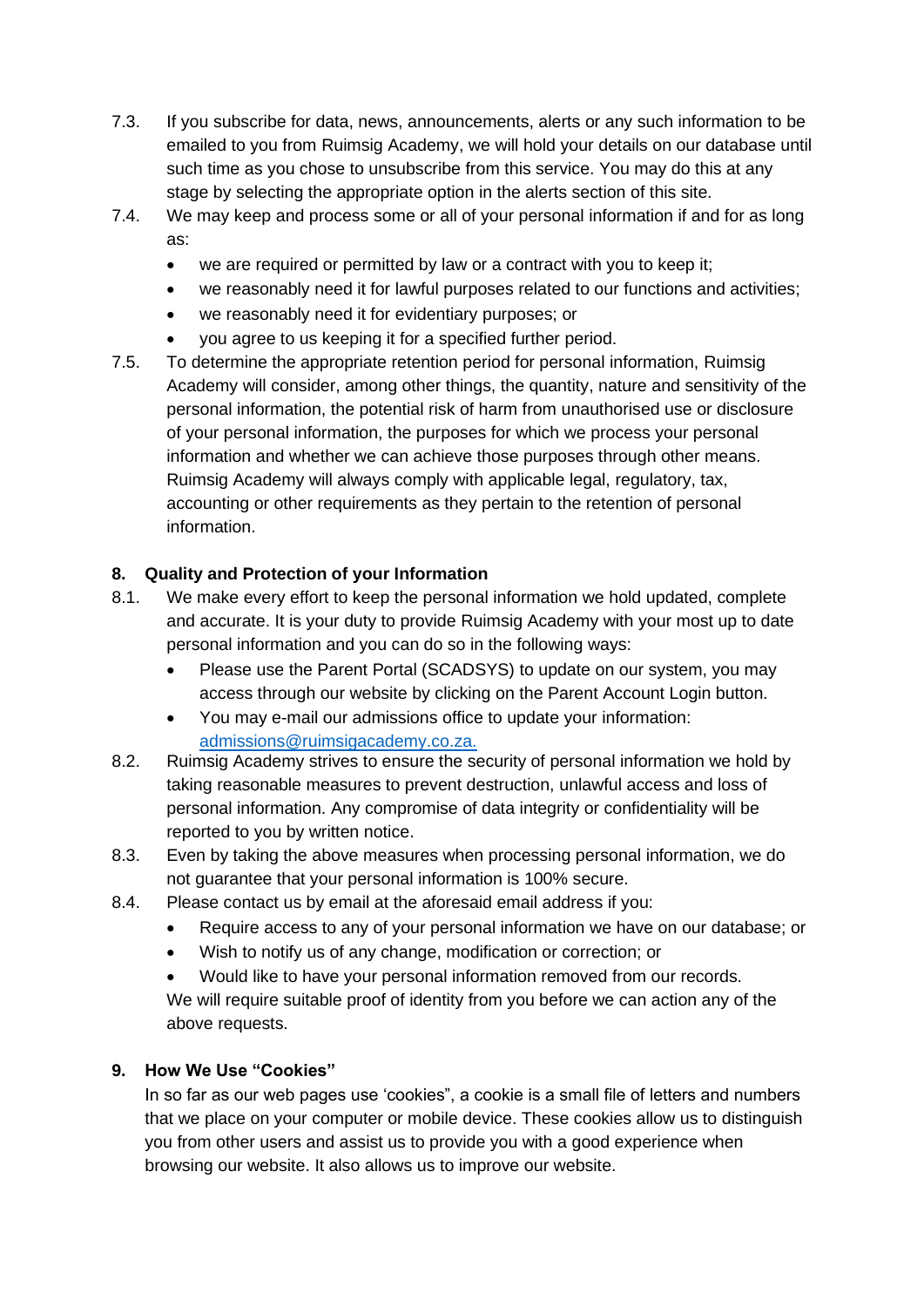7.3. If you subscribe for data, news, announcements, alerts or any such information to be emailed to you from Ruimsig Academy, we will hold your details on our database until such time as you chose to unsubscribe from this service. You may do this at any stage by selecting the appropriate option in the alerts section of this site.

7.4. We may keep and process some or all of your personal information if and for as long as:

- we are required or permitted by law or a contract with you to keep it;
- we reasonably need it for lawful purposes related to our functions and activities;
- we reasonably need it for evidentiary purposes; or
- you agree to us keeping it for a specified further period.

7.5. To determine the appropriate retention period for personal information, Ruimsig Academy will consider, among other things, the quantity, nature and sensitivity of the personal information, the potential risk of harm from unauthorised use or disclosure of your personal information, the purposes for which we process your personal information and whether we can achieve those purposes through other means. Ruimsig Academy will always comply with applicable legal, regulatory, tax, accounting or other requirements as they pertain to the retention of personal information.

## 8. Quality and Protection of your Information

8.1. We make every effort to keep the personal information we hold updated, complete and accurate. It is your duty to provide Ruimsig Academy with your most up to date personal information and you can do so in the following ways:

- Please use the Parent Portal (SCADSYS) to update on our system, you may access through our website by clicking on the Parent Account Login button.
- You may e-mail our admissions office to update your information: admissions@ruimsigacademy.co.za.

8.2. Ruimsig Academy strives to ensure the security of personal information we hold by taking reasonable measures to prevent destruction, unlawful access and loss of personal information. Any compromise of data integrity or confidentiality will be reported to you by written notice.

8.3. Even by taking the above measures when processing personal information, we do not guarantee that your personal information is 100% secure.

8.4. Please contact us by email at the aforesaid email address if you:

- Require access to any of your personal information we have on our database; or
- Wish to notify us of any change, modification or correction; or
- Would like to have your personal information removed from our records.

We will require suitable proof of identity from you before we can action any of the above requests.

## 9. How We Use "Cookies"

In so far as our web pages use 'cookies", a cookie is a small file of letters and numbers that we place on your computer or mobile device. These cookies allow us to distinguish you from other users and assist us to provide you with a good experience when browsing our website. It also allows us to improve our website.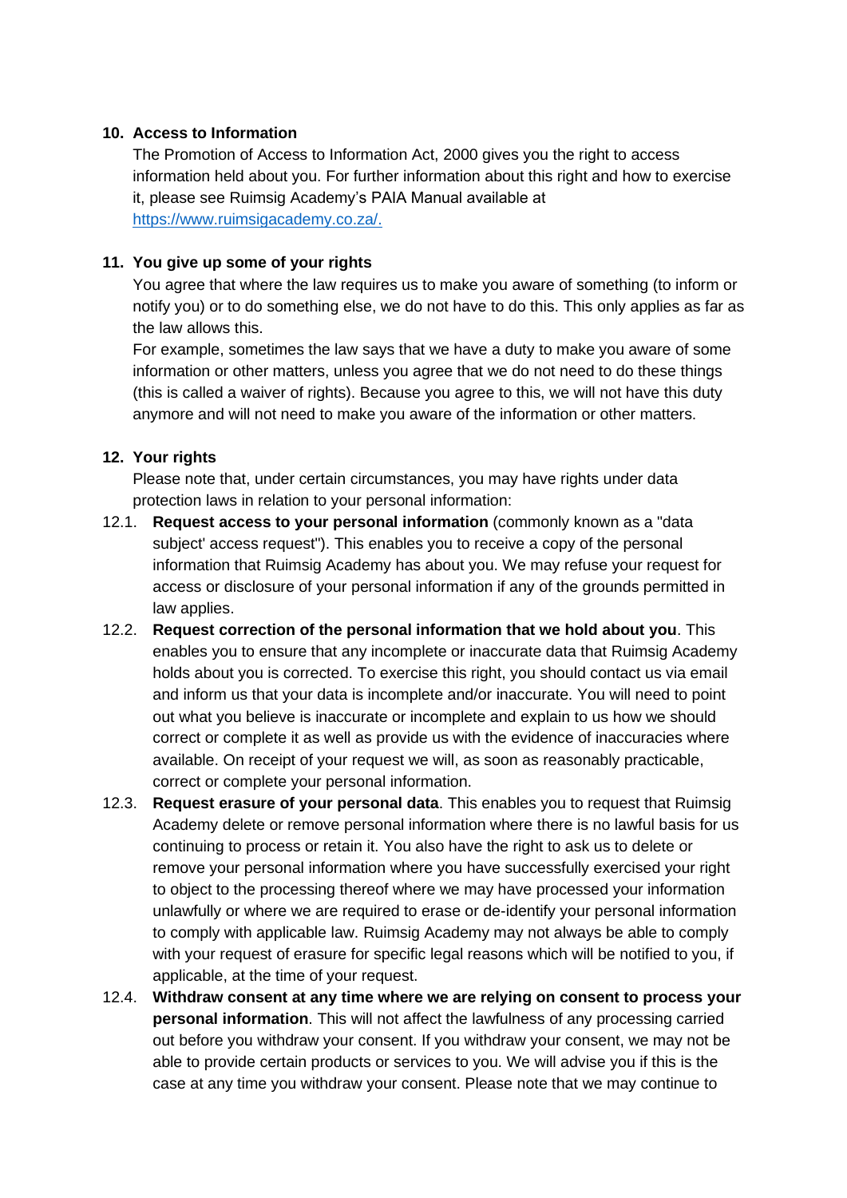## 10. Access to Information

The Promotion of Access to Information Act, 2000 gives you the right to access information held about you. For further information about this right and how to exercise it, please see Ruimsig Academy's PAIA Manual available at [https://www.ruimsigacademy.co.za/.](https://www.ruimsigacademy.co.za/)

## 11. You give up some of your rights

You agree that where the law requires us to make you aware of something (to inform or notify you) or to do something else, we do not have to do this. This only applies as far as the law allows this.

For example, sometimes the law says that we have a duty to make you aware of some information or other matters, unless you agree that we do not need to do these things (this is called a waiver of rights). Because you agree to this, we will not have this duty anymore and will not need to make you aware of the information or other matters.

## 12. Your rights

Please note that, under certain circumstances, you may have rights under data protection laws in relation to your personal information:

12.1. **Request access to your personal information** (commonly known as a "data subject' access request"). This enables you to receive a copy of the personal information that Ruimsig Academy has about you. We may refuse your request for access or disclosure of your personal information if any of the grounds permitted in law applies.

12.2. **Request correction of the personal information that we hold about you**. This enables you to ensure that any incomplete or inaccurate data that Ruimsig Academy holds about you is corrected. To exercise this right, you should contact us via email and inform us that your data is incomplete and/or inaccurate. You will need to point out what you believe is inaccurate or incomplete and explain to us how we should correct or complete it as well as provide us with the evidence of inaccuracies where available. On receipt of your request we will, as soon as reasonably practicable, correct or complete your personal information.

12.3. **Request erasure of your personal data**. This enables you to request that Ruimsig Academy delete or remove personal information where there is no lawful basis for us continuing to process or retain it. You also have the right to ask us to delete or remove your personal information where you have successfully exercised your right to object to the processing thereof where we may have processed your information unlawfully or where we are required to erase or de-identify your personal information to comply with applicable law. Ruimsig Academy may not always be able to comply with your request of erasure for specific legal reasons which will be notified to you, if applicable, at the time of your request.

12.4. **Withdraw consent at any time where we are relying on consent to process your personal information**. This will not affect the lawfulness of any processing carried out before you withdraw your consent. If you withdraw your consent, we may not be able to provide certain products or services to you. We will advise you if this is the case at any time you withdraw your consent. Please note that we may continue to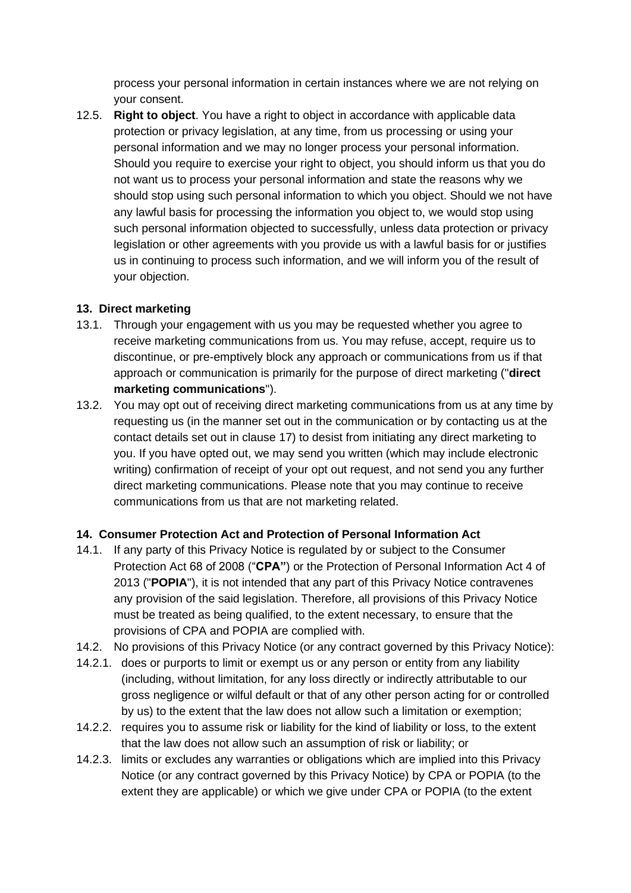process your personal information in certain instances where we are not relying on your consent.

12.5. **Right to object**. You have a right to object in accordance with applicable data protection or privacy legislation, at any time, from us processing or using your personal information and we may no longer process your personal information. Should you require to exercise your right to object, you should inform us that you do not want us to process your personal information and state the reasons why we should stop using such personal information to which you object. Should we not have any lawful basis for processing the information you object to, we would stop using such personal information objected to successfully, unless data protection or privacy legislation or other agreements with you provide us with a lawful basis for or justifies us in continuing to process such information, and we will inform you of the result of your objection.

### 13. Direct marketing

13.1. Through your engagement with us you may be requested whether you agree to receive marketing communications from us. You may refuse, accept, require us to discontinue, or pre-emptively block any approach or communications from us if that approach or communication is primarily for the purpose of direct marketing ("**direct marketing communications**").

13.2. You may opt out of receiving direct marketing communications from us at any time by requesting us (in the manner set out in the communication or by contacting us at the contact details set out in clause 17) to desist from initiating any direct marketing to you. If you have opted out, we may send you written (which may include electronic writing) confirmation of receipt of your opt out request, and not send you any further direct marketing communications. Please note that you may continue to receive communications from us that are not marketing related.

### 14. Consumer Protection Act and Protection of Personal Information Act

14.1. If any party of this Privacy Notice is regulated by or subject to the Consumer Protection Act 68 of 2008 ("**CPA**") or the Protection of Personal Information Act 4 of 2013 ("**POPIA**"), it is not intended that any part of this Privacy Notice contravenes any provision of the said legislation. Therefore, all provisions of this Privacy Notice must be treated as being qualified, to the extent necessary, to ensure that the provisions of CPA and POPIA are complied with.

14.2. No provisions of this Privacy Notice (or any contract governed by this Privacy Notice):

14.2.1. does or purports to limit or exempt us or any person or entity from any liability (including, without limitation, for any loss directly or indirectly attributable to our gross negligence or wilful default or that of any other person acting for or controlled by us) to the extent that the law does not allow such a limitation or exemption;

14.2.2. requires you to assume risk or liability for the kind of liability or loss, to the extent that the law does not allow such an assumption of risk or liability; or

14.2.3. limits or excludes any warranties or obligations which are implied into this Privacy Notice (or any contract governed by this Privacy Notice) by CPA or POPIA (to the extent they are applicable) or which we give under CPA or POPIA (to the extent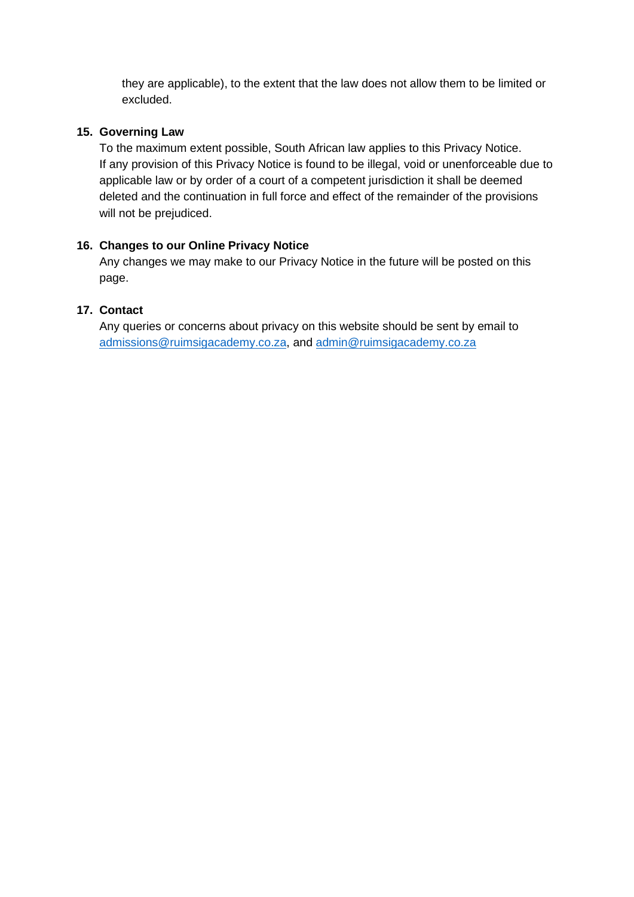they are applicable), to the extent that the law does not allow them to be limited or excluded.

## 15. Governing Law

To the maximum extent possible, South African law applies to this Privacy Notice. If any provision of this Privacy Notice is found to be illegal, void or unenforceable due to applicable law or by order of a court of a competent jurisdiction it shall be deemed deleted and the continuation in full force and effect of the remainder of the provisions will not be prejudiced.

## 16. Changes to our Online Privacy Notice

Any changes we may make to our Privacy Notice in the future will be posted on this page.

## 17. Contact

Any queries or concerns about privacy on this website should be sent by email to [admissions@ruimsigacademy.co.za](mailto:admissions@ruimsigacademy.co.za), and [admin@ruimsigacademy.co.za](mailto:admin@ruimsigacademy.co.za)